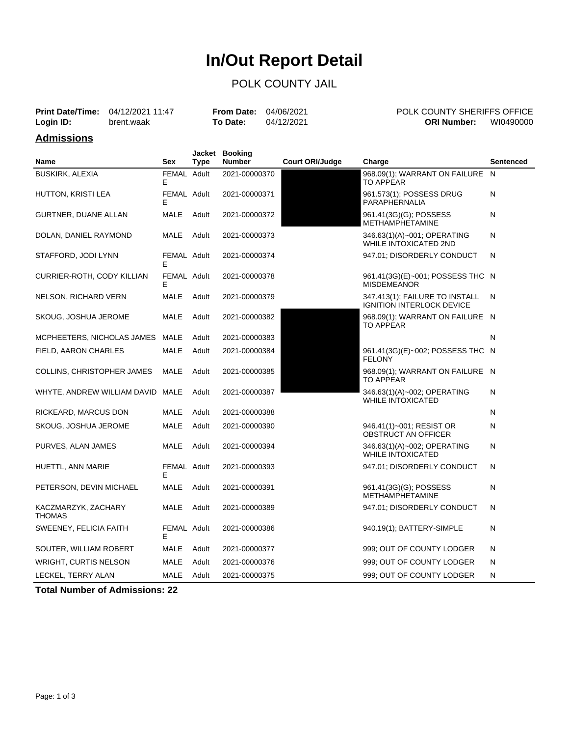# In/Out Report Detail

## POLK COUNTY JAIL

**Print Date/Time:** 04/12/2021 11:47 **From Date:** 04/06/2021 POLK COUNTY SHERIFFS OFFICE
**Login ID:** brent.waak **To Date:** 04/12/2021 **ORI Number:** WI0490000

## Admissions

| Name | Sex | Jacket Type | Booking Number | Court ORI/Judge | Charge | Sentenced |
|---|---|---|---|---|---|---|
| BUSKIRK, ALEXIA | FEMALE | Adult | 2021-00000370 | | 968.09(1); WARRANT ON FAILURE TO APPEAR | N |
| HUTTON, KRISTI LEA | FEMALE | Adult | 2021-00000371 | | 961.573(1); POSSESS DRUG PARAPHERNALIA | N |
| GURTNER, DUANE ALLAN | MALE | Adult | 2021-00000372 | | 961.41(3G)(G); POSSESS METHAMPHETAMINE | N |
| DOLAN, DANIEL RAYMOND | MALE | Adult | 2021-00000373 | | 346.63(1)(A)~001; OPERATING WHILE INTOXICATED 2ND | N |
| STAFFORD, JODI LYNN | FEMALE | Adult | 2021-00000374 | | 947.01; DISORDERLY CONDUCT | N |
| CURRIER-ROTH, CODY KILLIAN | FEMALE | Adult | 2021-00000378 | | 961.41(3G)(E)~001; POSSESS THC MISDEMEANOR | N |
| NELSON, RICHARD VERN | MALE | Adult | 2021-00000379 | | 347.413(1); FAILURE TO INSTALL IGNITION INTERLOCK DEVICE | N |
| SKOUG, JOSHUA JEROME | MALE | Adult | 2021-00000382 | | 968.09(1); WARRANT ON FAILURE TO APPEAR | N |
| MCPHEETERS, NICHOLAS JAMES | MALE | Adult | 2021-00000383 | | | N |
| FIELD, AARON CHARLES | MALE | Adult | 2021-00000384 | | 961.41(3G)(E)~002; POSSESS THC FELONY | N |
| COLLINS, CHRISTOPHER JAMES | MALE | Adult | 2021-00000385 | | 968.09(1); WARRANT ON FAILURE TO APPEAR | N |
| WHYTE, ANDREW WILLIAM DAVID | MALE | Adult | 2021-00000387 | | 346.63(1)(A)~002; OPERATING WHILE INTOXICATED | N |
| RICKEARD, MARCUS DON | MALE | Adult | 2021-00000388 | | | N |
| SKOUG, JOSHUA JEROME | MALE | Adult | 2021-00000390 | | 946.41(1)~001; RESIST OR OBSTRUCT AN OFFICER | N |
| PURVES, ALAN JAMES | MALE | Adult | 2021-00000394 | | 346.63(1)(A)~002; OPERATING WHILE INTOXICATED | N |
| HUETTL, ANN MARIE | FEMALE | Adult | 2021-00000393 | | 947.01; DISORDERLY CONDUCT | N |
| PETERSON, DEVIN MICHAEL | MALE | Adult | 2021-00000391 | | 961.41(3G)(G); POSSESS METHAMPHETAMINE | N |
| KACZMARZYK, ZACHARY THOMAS | MALE | Adult | 2021-00000389 | | 947.01; DISORDERLY CONDUCT | N |
| SWEENEY, FELICIA FAITH | FEMALE | Adult | 2021-00000386 | | 940.19(1); BATTERY-SIMPLE | N |
| SOUTER, WILLIAM ROBERT | MALE | Adult | 2021-00000377 | | 999; OUT OF COUNTY LODGER | N |
| WRIGHT, CURTIS NELSON | MALE | Adult | 2021-00000376 | | 999; OUT OF COUNTY LODGER | N |
| LECKEL, TERRY ALAN | MALE | Adult | 2021-00000375 | | 999; OUT OF COUNTY LODGER | N |

**Total Number of Admissions: 22**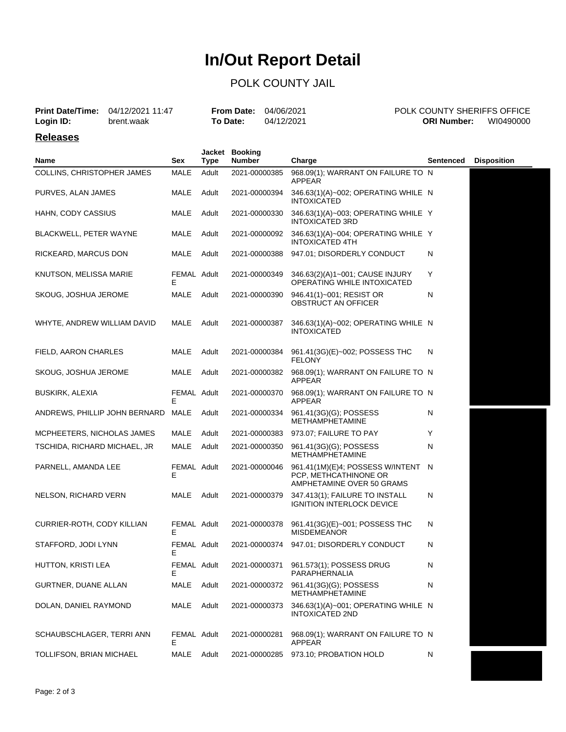# In/Out Report Detail

## POLK COUNTY JAIL

**Print Date/Time:** 04/12/2021 11:47 **From Date:** 04/06/2021 POLK COUNTY SHERIFFS OFFICE
**Login ID:** brent.waak **To Date:** 04/12/2021 **ORI Number:** WI0490000

## Releases

| Name | Sex | Jacket Type | Booking Number | Charge | Sentenced | Disposition |
|---|---|---|---|---|---|---|
| COLLINS, CHRISTOPHER JAMES | MALE | Adult | 2021-00000385 | 968.09(1); WARRANT ON FAILURE TO APPEAR | N | |
| PURVES, ALAN JAMES | MALE | Adult | 2021-00000394 | 346.63(1)(A)~002; OPERATING WHILE INTOXICATED | N | |
| HAHN, CODY CASSIUS | MALE | Adult | 2021-00000330 | 346.63(1)(A)~003; OPERATING WHILE INTOXICATED 3RD | Y | |
| BLACKWELL, PETER WAYNE | MALE | Adult | 2021-00000092 | 346.63(1)(A)~004; OPERATING WHILE INTOXICATED 4TH | Y | |
| RICKEARD, MARCUS DON | MALE | Adult | 2021-00000388 | 947.01; DISORDERLY CONDUCT | N | |
| KNUTSON, MELISSA MARIE | FEMALE | Adult | 2021-00000349 | 346.63(2)(A)1~001; CAUSE INJURY OPERATING WHILE INTOXICATED | Y | |
| SKOUG, JOSHUA JEROME | MALE | Adult | 2021-00000390 | 946.41(1)~001; RESIST OR OBSTRUCT AN OFFICER | N | |
| WHYTE, ANDREW WILLIAM DAVID | MALE | Adult | 2021-00000387 | 346.63(1)(A)~002; OPERATING WHILE INTOXICATED | N | |
| FIELD, AARON CHARLES | MALE | Adult | 2021-00000384 | 961.41(3G)(E)~002; POSSESS THC FELONY | N | |
| SKOUG, JOSHUA JEROME | MALE | Adult | 2021-00000382 | 968.09(1); WARRANT ON FAILURE TO APPEAR | N | |
| BUSKIRK, ALEXIA | FEMALE | Adult | 2021-00000370 | 968.09(1); WARRANT ON FAILURE TO APPEAR | N | |
| ANDREWS, PHILLIP JOHN BERNARD | MALE | Adult | 2021-00000334 | 961.41(3G)(G); POSSESS METHAMPHETAMINE | N | |
| MCPHEETERS, NICHOLAS JAMES | MALE | Adult | 2021-00000383 | 973.07; FAILURE TO PAY | Y | |
| TSCHIDA, RICHARD MICHAEL, JR | MALE | Adult | 2021-00000350 | 961.41(3G)(G); POSSESS METHAMPHETAMINE | N | |
| PARNELL, AMANDA LEE | FEMALE | Adult | 2021-00000046 | 961.41(1M)(E)4; POSSESS W/INTENT PCP, METHCATHINONE OR AMPHETAMINE OVER 50 GRAMS | N | |
| NELSON, RICHARD VERN | MALE | Adult | 2021-00000379 | 347.413(1); FAILURE TO INSTALL IGNITION INTERLOCK DEVICE | N | |
| CURRIER-ROTH, CODY KILLIAN | FEMALE | Adult | 2021-00000378 | 961.41(3G)(E)~001; POSSESS THC MISDEMEANOR | N | |
| STAFFORD, JODI LYNN | FEMALE | Adult | 2021-00000374 | 947.01; DISORDERLY CONDUCT | N | |
| HUTTON, KRISTI LEA | FEMALE | Adult | 2021-00000371 | 961.573(1); POSSESS DRUG PARAPHERNALIA | N | |
| GURTNER, DUANE ALLAN | MALE | Adult | 2021-00000372 | 961.41(3G)(G); POSSESS METHAMPHETAMINE | N | |
| DOLAN, DANIEL RAYMOND | MALE | Adult | 2021-00000373 | 346.63(1)(A)~001; OPERATING WHILE INTOXICATED 2ND | N | |
| SCHAUBSCHLAGER, TERRI ANN | FEMALE | Adult | 2021-00000281 | 968.09(1); WARRANT ON FAILURE TO APPEAR | N | |
| TOLLIFSON, BRIAN MICHAEL | MALE | Adult | 2021-00000285 | 973.10; PROBATION HOLD | N | |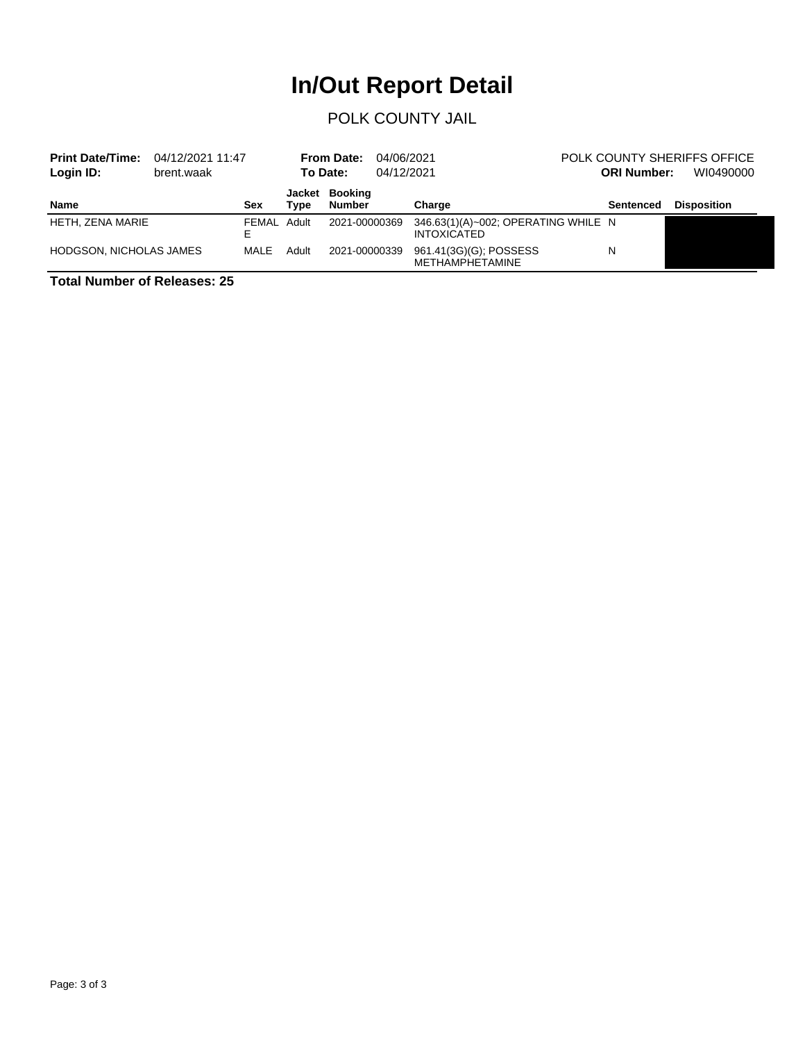# In/Out Report Detail

POLK COUNTY JAIL

**Print Date/Time:** 04/12/2021 11:47 **From Date:** 04/06/2021 POLK COUNTY SHERIFFS OFFICE
**Login ID:** brent.waak **To Date:** 04/12/2021 **ORI Number:** WI0490000

| Name | Sex | Jacket Type | Booking Number | Charge | Sentenced | Disposition |
|---|---|---|---|---|---|---|
| HETH, ZENA MARIE | FEMALE | Adult | 2021-00000369 | 346.63(1)(A)~002; OPERATING WHILE INTOXICATED | N | |
| HODGSON, NICHOLAS JAMES | MALE | Adult | 2021-00000339 | 961.41(3G)(G); POSSESS METHAMPHETAMINE | N | |

**Total Number of Releases: 25**